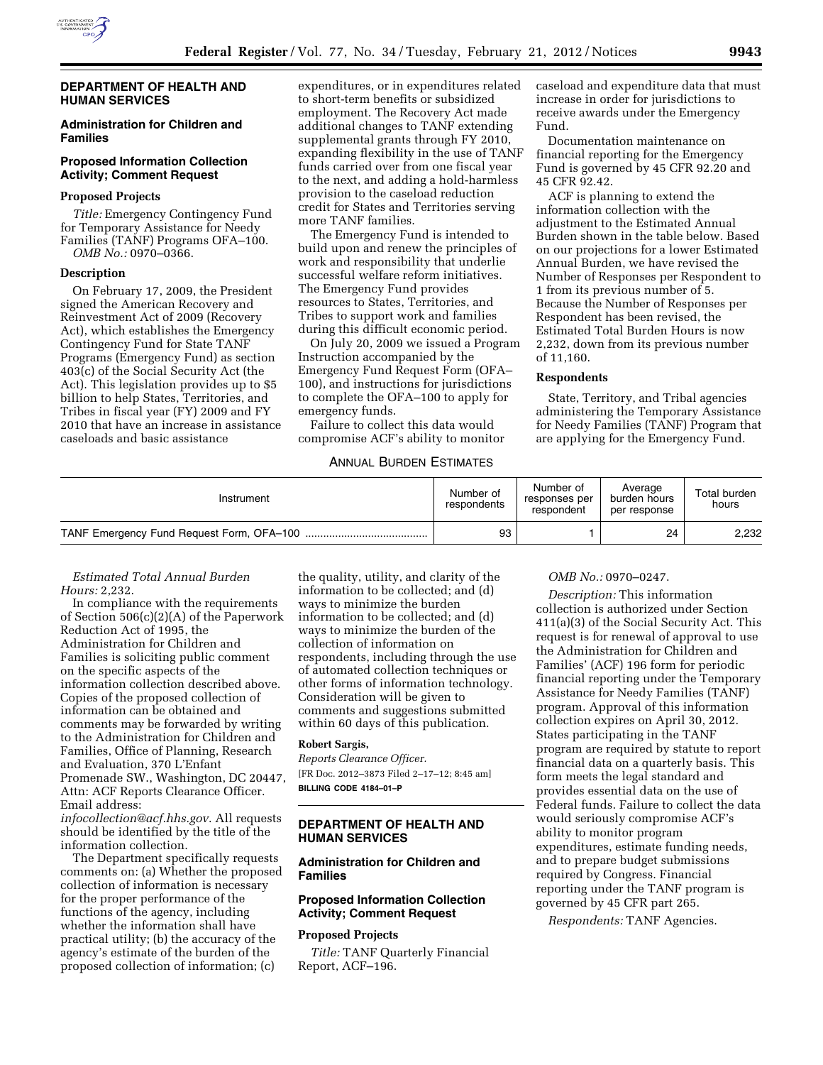## DEPARTMENT OF HEALTH AND HUMAN SERVICES

### Administration for Children and Families

### Proposed Information Collection Activity; Comment Request

#### Proposed Projects

*Title:* Emergency Contingency Fund for Temporary Assistance for Needy Families (TANF) Programs OFA–100.

*OMB No.:* 0970–0366.

#### Description

On February 17, 2009, the President signed the American Recovery and Reinvestment Act of 2009 (Recovery Act), which establishes the Emergency Contingency Fund for State TANF Programs (Emergency Fund) as section 403(c) of the Social Security Act (the Act). This legislation provides up to $5 billion to help States, Territories, and Tribes in fiscal year (FY) 2009 and FY 2010 that have an increase in assistance caseloads and basic assistance expenditures, or in expenditures related to short-term benefits or subsidized employment. The Recovery Act made additional changes to TANF extending supplemental grants through FY 2010, expanding flexibility in the use of TANF funds carried over from one fiscal year to the next, and adding a hold-harmless provision to the caseload reduction credit for States and Territories serving more TANF families.

The Emergency Fund is intended to build upon and renew the principles of work and responsibility that underlie successful welfare reform initiatives. The Emergency Fund provides resources to States, Territories, and Tribes to support work and families during this difficult economic period.

On July 20, 2009 we issued a Program Instruction accompanied by the Emergency Fund Request Form (OFA–100), and instructions for jurisdictions to complete the OFA–100 to apply for emergency funds.

Failure to collect this data would compromise ACF's ability to monitor caseload and expenditure data that must increase in order for jurisdictions to receive awards under the Emergency Fund.

Documentation maintenance on financial reporting for the Emergency Fund is governed by 45 CFR 92.20 and 45 CFR 92.42.

ACF is planning to extend the information collection with the adjustment to the Estimated Annual Burden shown in the table below. Based on our projections for a lower Estimated Annual Burden, we have revised the Number of Responses per Respondent to 1 from its previous number of 5. Because the Number of Responses per Respondent has been revised, the Estimated Total Burden Hours is now 2,232, down from its previous number of 11,160.

#### Respondents

State, Territory, and Tribal agencies administering the Temporary Assistance for Needy Families (TANF) Program that are applying for the Emergency Fund.

ANNUAL BURDEN ESTIMATES

| Instrument | Number of respondents | Number of responses per respondent | Average burden hours per response | Total burden hours |
|---|---|---|---|---|
| TANF Emergency Fund Request Form, OFA–100 | 93 | 1 | 24 | 2,232 |

*Estimated Total Annual Burden Hours:* 2,232.

In compliance with the requirements of Section 506(c)(2)(A) of the Paperwork Reduction Act of 1995, the Administration for Children and Families is soliciting public comment on the specific aspects of the information collection described above. Copies of the proposed collection of information can be obtained and comments may be forwarded by writing to the Administration for Children and Families, Office of Planning, Research and Evaluation, 370 L'Enfant Promenade SW., Washington, DC 20447, Attn: ACF Reports Clearance Officer. Email address: *infocollection@acf.hhs.gov*. All requests should be identified by the title of the information collection.

The Department specifically requests comments on: (a) Whether the proposed collection of information is necessary for the proper performance of the functions of the agency, including whether the information shall have practical utility; (b) the accuracy of the agency's estimate of the burden of the proposed collection of information; (c) the quality, utility, and clarity of the information to be collected; and (d) ways to minimize the burden information to be collected; and (d) ways to minimize the burden of the collection of information on respondents, including through the use of automated collection techniques or other forms of information technology. Consideration will be given to comments and suggestions submitted within 60 days of this publication.

**Robert Sargis,**

*Reports Clearance Officer.*

[FR Doc. 2012–3873 Filed 2–17–12; 8:45 am]

**BILLING CODE 4184–01–P**

## DEPARTMENT OF HEALTH AND HUMAN SERVICES

### Administration for Children and Families

### Proposed Information Collection Activity; Comment Request

#### Proposed Projects

*Title:* TANF Quarterly Financial Report, ACF–196.

*OMB No.:* 0970–0247.

*Description:* This information collection is authorized under Section 411(a)(3) of the Social Security Act. This request is for renewal of approval to use the Administration for Children and Families' (ACF) 196 form for periodic financial reporting under the Temporary Assistance for Needy Families (TANF) program. Approval of this information collection expires on April 30, 2012. States participating in the TANF program are required by statute to report financial data on a quarterly basis. This form meets the legal standard and provides essential data on the use of Federal funds. Failure to collect the data would seriously compromise ACF's ability to monitor program expenditures, estimate funding needs, and to prepare budget submissions required by Congress. Financial reporting under the TANF program is governed by 45 CFR part 265.

*Respondents:* TANF Agencies.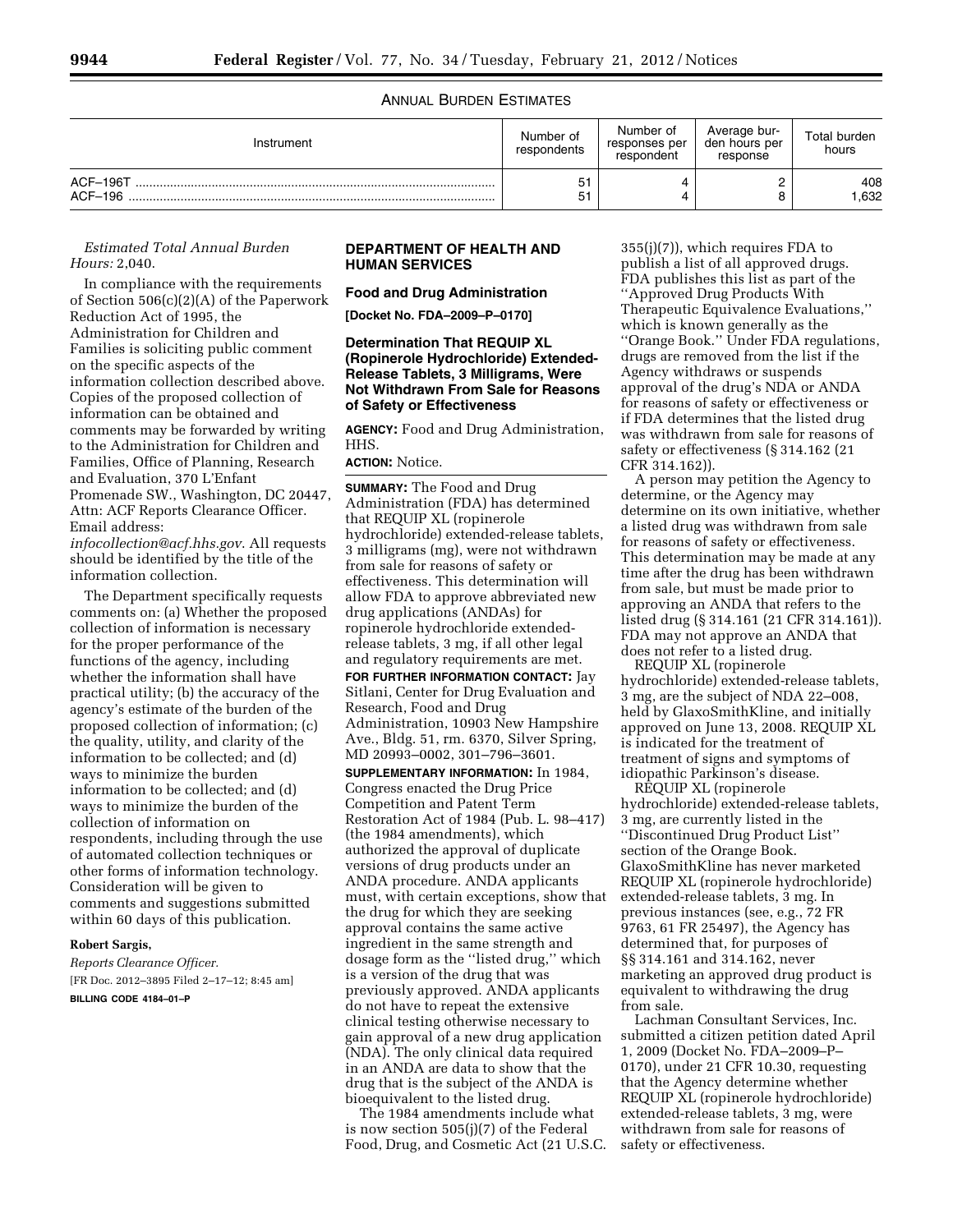ANNUAL BURDEN ESTIMATES

| Instrument | Number of respondents | Number of responses per respondent | Average burden hours per response | Total burden hours |
| --- | --- | --- | --- | --- |
| ACF–196T | 51 | 4 | 2 | 408 |
| ACF–196 | 51 | 4 | 8 | 1,632 |

*Estimated Total Annual Burden Hours:* 2,040.

In compliance with the requirements of Section 506(c)(2)(A) of the Paperwork Reduction Act of 1995, the Administration for Children and Families is soliciting public comment on the specific aspects of the information collection described above. Copies of the proposed collection of information can be obtained and comments may be forwarded by writing to the Administration for Children and Families, Office of Planning, Research and Evaluation, 370 L'Enfant Promenade SW., Washington, DC 20447, Attn: ACF Reports Clearance Officer. Email address: *infocollection@acf.hhs.gov.* All requests should be identified by the title of the information collection.

The Department specifically requests comments on: (a) Whether the proposed collection of information is necessary for the proper performance of the functions of the agency, including whether the information shall have practical utility; (b) the accuracy of the agency's estimate of the burden of the proposed collection of information; (c) the quality, utility, and clarity of the information to be collected; and (d) ways to minimize the burden information to be collected; and (d) ways to minimize the burden of the collection of information on respondents, including through the use of automated collection techniques or other forms of information technology. Consideration will be given to comments and suggestions submitted within 60 days of this publication.

**Robert Sargis,**

*Reports Clearance Officer.*

[FR Doc. 2012–3895 Filed 2–17–12; 8:45 am]

**BILLING CODE 4184–01–P**

## DEPARTMENT OF HEALTH AND HUMAN SERVICES

### Food and Drug Administration

**[Docket No. FDA–2009–P–0170]**

### Determination That REQUIP XL (Ropinerole Hydrochloride) Extended-Release Tablets, 3 Milligrams, Were Not Withdrawn From Sale for Reasons of Safety or Effectiveness

**AGENCY:** Food and Drug Administration, HHS.

**ACTION:** Notice.

**SUMMARY:** The Food and Drug Administration (FDA) has determined that REQUIP XL (ropinerole hydrochloride) extended-release tablets, 3 milligrams (mg), were not withdrawn from sale for reasons of safety or effectiveness. This determination will allow FDA to approve abbreviated new drug applications (ANDAs) for ropinerole hydrochloride extended-release tablets, 3 mg, if all other legal and regulatory requirements are met.

**FOR FURTHER INFORMATION CONTACT:** Jay Sitlani, Center for Drug Evaluation and Research, Food and Drug Administration, 10903 New Hampshire Ave., Bldg. 51, rm. 6370, Silver Spring, MD 20993–0002, 301–796–3601.

**SUPPLEMENTARY INFORMATION:** In 1984, Congress enacted the Drug Price Competition and Patent Term Restoration Act of 1984 (Pub. L. 98–417) (the 1984 amendments), which authorized the approval of duplicate versions of drug products under an ANDA procedure. ANDA applicants must, with certain exceptions, show that the drug for which they are seeking approval contains the same active ingredient in the same strength and dosage form as the ''listed drug,'' which is a version of the drug that was previously approved. ANDA applicants do not have to repeat the extensive clinical testing otherwise necessary to gain approval of a new drug application (NDA). The only clinical data required in an ANDA are data to show that the drug that is the subject of the ANDA is bioequivalent to the listed drug.

The 1984 amendments include what is now section 505(j)(7) of the Federal Food, Drug, and Cosmetic Act (21 U.S.C. 355(j)(7)), which requires FDA to publish a list of all approved drugs. FDA publishes this list as part of the ''Approved Drug Products With Therapeutic Equivalence Evaluations,'' which is known generally as the ''Orange Book.'' Under FDA regulations, drugs are removed from the list if the Agency withdraws or suspends approval of the drug's NDA or ANDA for reasons of safety or effectiveness or if FDA determines that the listed drug was withdrawn from sale for reasons of safety or effectiveness (§ 314.162 (21 CFR 314.162)).

A person may petition the Agency to determine, or the Agency may determine on its own initiative, whether a listed drug was withdrawn from sale for reasons of safety or effectiveness. This determination may be made at any time after the drug has been withdrawn from sale, but must be made prior to approving an ANDA that refers to the listed drug (§ 314.161 (21 CFR 314.161)). FDA may not approve an ANDA that does not refer to a listed drug.

REQUIP XL (ropinerole hydrochloride) extended-release tablets, 3 mg, are the subject of NDA 22–008, held by GlaxoSmithKline, and initially approved on June 13, 2008. REQUIP XL is indicated for the treatment of treatment of signs and symptoms of idiopathic Parkinson's disease.

REQUIP XL (ropinerole hydrochloride) extended-release tablets, 3 mg, are currently listed in the ''Discontinued Drug Product List'' section of the Orange Book. GlaxoSmithKline has never marketed REQUIP XL (ropinerole hydrochloride) extended-release tablets, 3 mg. In previous instances (see, e.g., 72 FR 9763, 61 FR 25497), the Agency has determined that, for purposes of §§ 314.161 and 314.162, never marketing an approved drug product is equivalent to withdrawing the drug from sale.

Lachman Consultant Services, Inc. submitted a citizen petition dated April 1, 2009 (Docket No. FDA–2009–P–0170), under 21 CFR 10.30, requesting that the Agency determine whether REQUIP XL (ropinerole hydrochloride) extended-release tablets, 3 mg, were withdrawn from sale for reasons of safety or effectiveness.